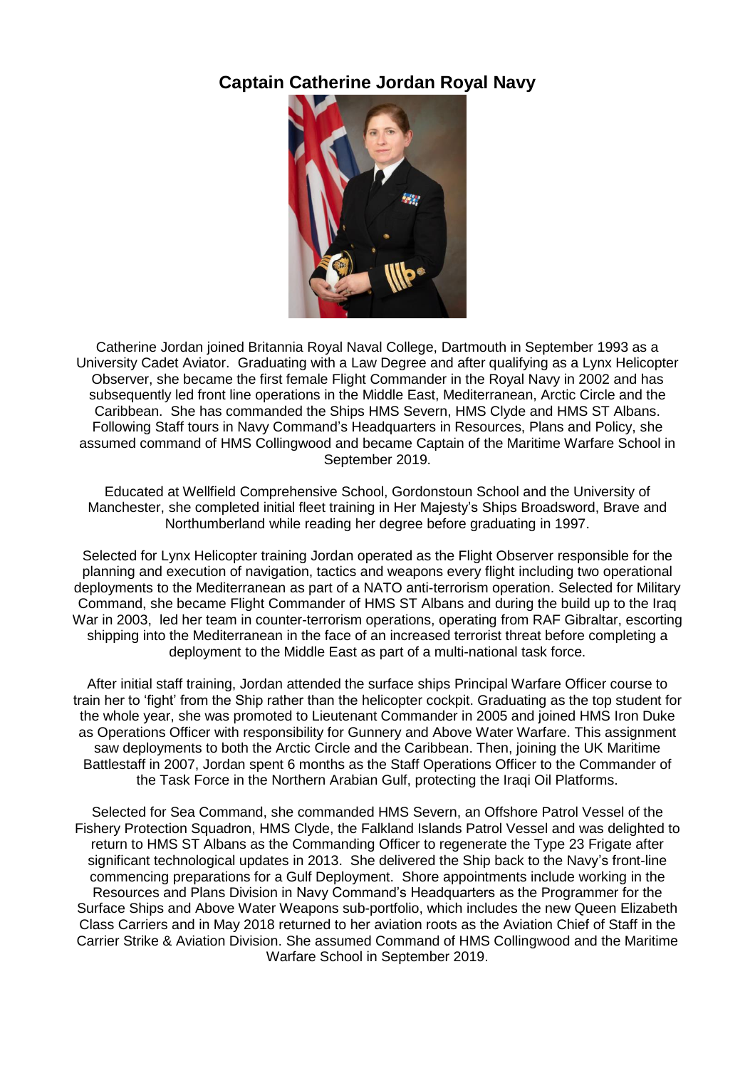# Captain Catherine Jordan Royal Navy

Catherine Jordan joined Britannia Royal Naval College, Dartmouth in September 1993 as a University Cadet Aviator. Graduating with a Law Degree and after qualifying as a Lynx Helicopter Observer, she became the first female Flight Commander in the Royal Navy in 2002 and has subsequently led front line operations in the Middle East, Mediterranean, Arctic Circle and the Caribbean. She has commanded the Ships HMS Severn, HMS Clyde and HMS ST Albans. Following Staff tours in Navy Command's Headquarters in Resources, Plans and Policy, she assumed command of HMS Collingwood and became Captain of the Maritime Warfare School in September 2019.

Educated at Wellfield Comprehensive School, Gordonstoun School and the University of Manchester, she completed initial fleet training in Her Majesty's Ships Broadsword, Brave and Northumberland while reading her degree before graduating in 1997.

Selected for Lynx Helicopter training Jordan operated as the Flight Observer responsible for the planning and execution of navigation, tactics and weapons every flight including two operational deployments to the Mediterranean as part of a NATO anti-terrorism operation. Selected for Military Command, she became Flight Commander of HMS ST Albans and during the build up to the Iraq War in 2003, led her team in counter-terrorism operations, operating from RAF Gibraltar, escorting shipping into the Mediterranean in the face of an increased terrorist threat before completing a deployment to the Middle East as part of a multi-national task force.

After initial staff training, Jordan attended the surface ships Principal Warfare Officer course to train her to 'fight' from the Ship rather than the helicopter cockpit. Graduating as the top student for the whole year, she was promoted to Lieutenant Commander in 2005 and joined HMS Iron Duke as Operations Officer with responsibility for Gunnery and Above Water Warfare. This assignment saw deployments to both the Arctic Circle and the Caribbean. Then, joining the UK Maritime Battlestaff in 2007, Jordan spent 6 months as the Staff Operations Officer to the Commander of the Task Force in the Northern Arabian Gulf, protecting the Iraqi Oil Platforms.

Selected for Sea Command, she commanded HMS Severn, an Offshore Patrol Vessel of the Fishery Protection Squadron, HMS Clyde, the Falkland Islands Patrol Vessel and was delighted to return to HMS ST Albans as the Commanding Officer to regenerate the Type 23 Frigate after significant technological updates in 2013. She delivered the Ship back to the Navy's front-line commencing preparations for a Gulf Deployment. Shore appointments include working in the Resources and Plans Division in Navy Command's Headquarters as the Programmer for the Surface Ships and Above Water Weapons sub-portfolio, which includes the new Queen Elizabeth Class Carriers and in May 2018 returned to her aviation roots as the Aviation Chief of Staff in the Carrier Strike & Aviation Division. She assumed Command of HMS Collingwood and the Maritime Warfare School in September 2019.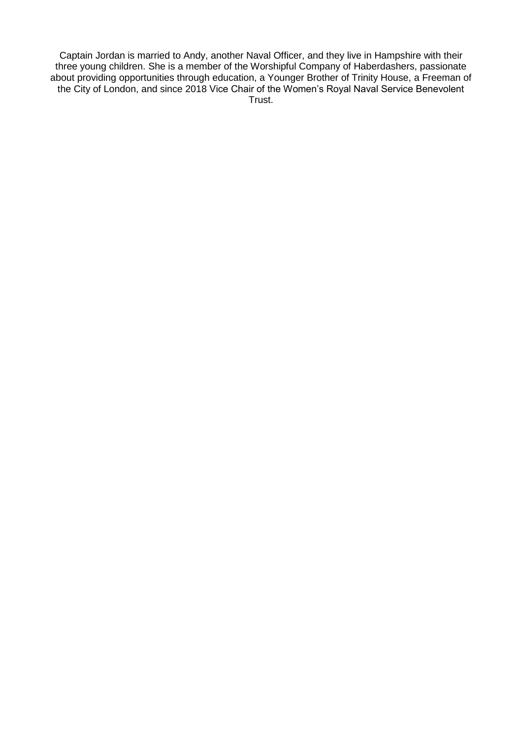Captain Jordan is married to Andy, another Naval Officer, and they live in Hampshire with their three young children. She is a member of the Worshipful Company of Haberdashers, passionate about providing opportunities through education, a Younger Brother of Trinity House, a Freeman of the City of London, and since 2018 Vice Chair of the Women's Royal Naval Service Benevolent Trust.